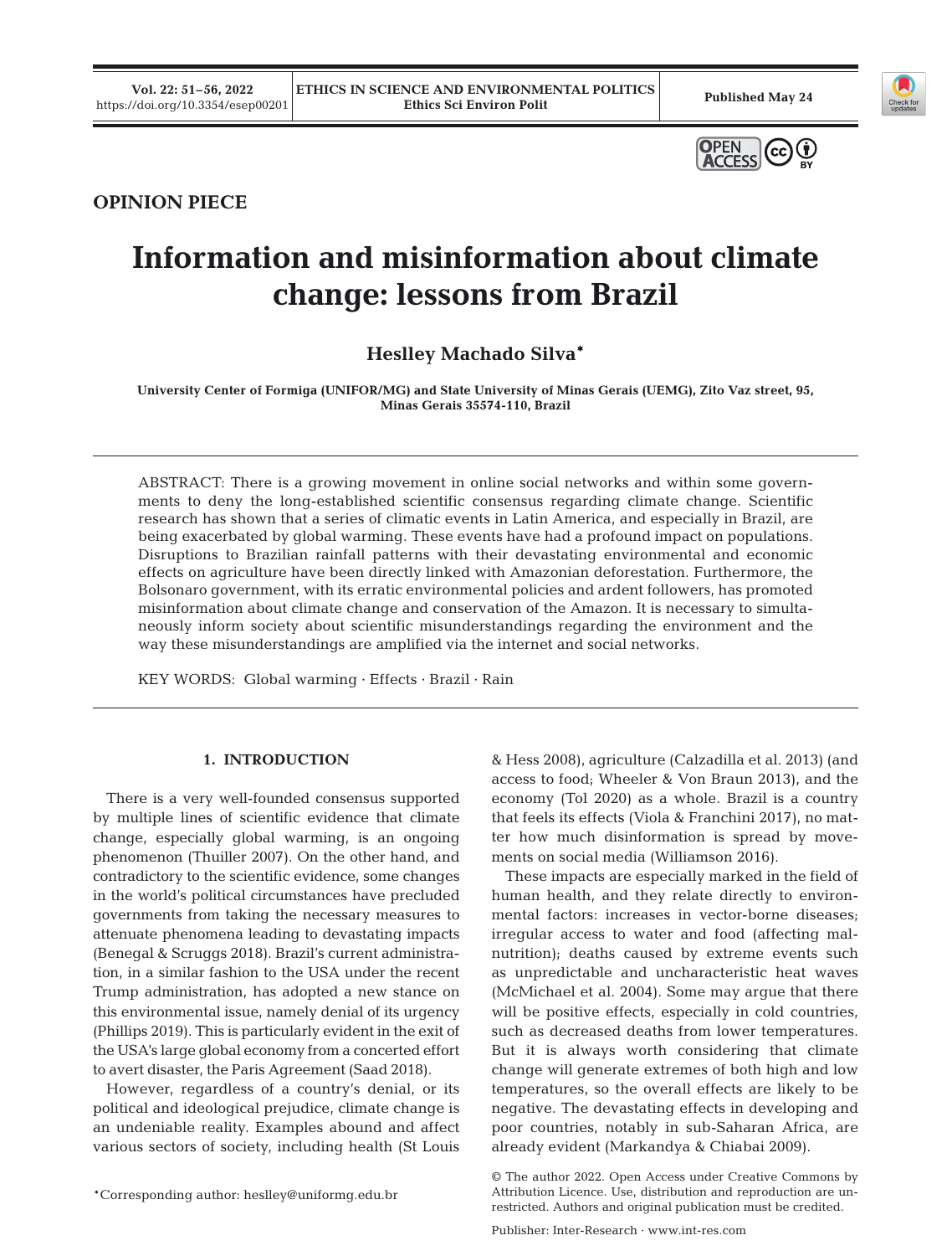OPINION PIECE

# Information and misinformation about climate change: lessons from Brazil

**Heslley Machado Silva***

University Center of Formiga (UNIFOR/MG) and State University of Minas Gerais (UEMG), Zito Vaz street, 95, Minas Gerais 35574-110, Brazil

ABSTRACT: There is a growing movement in online social networks and within some governments to deny the long-established scientific consensus regarding climate change. Scientific research has shown that a series of climatic events in Latin America, and especially in Brazil, are being exacerbated by global warming. These events have had a profound impact on populations. Disruptions to Brazilian rainfall patterns with their devastating environmental and economic effects on agriculture have been directly linked with Amazonian deforestation. Furthermore, the Bolsonaro government, with its erratic environmental policies and ardent followers, has promoted misinformation about climate change and conservation of the Amazon. It is necessary to simultaneously inform society about scientific misunderstandings regarding the environment and the way these misunderstandings are amplified via the internet and social networks.

KEY WORDS: Global warming · Effects · Brazil · Rain

## 1. INTRODUCTION

There is a very well-founded consensus supported by multiple lines of scientific evidence that climate change, especially global warming, is an ongoing phenomenon (Thuiller 2007). On the other hand, and contradictory to the scientific evidence, some changes in the world's political circumstances have precluded governments from taking the necessary measures to attenuate phenomena leading to devastating impacts (Benegal & Scruggs 2018). Brazil's current administration, in a similar fashion to the USA under the recent Trump administration, has adopted a new stance on this environmental issue, namely denial of its urgency (Phillips 2019). This is particularly evident in the exit of the USA's large global economy from a concerted effort to avert disaster, the Paris Agreement (Saad 2018).

However, regardless of a country's denial, or its political and ideological prejudice, climate change is an undeniable reality. Examples abound and affect various sectors of society, including health (St Louis & Hess 2008), agriculture (Calzadilla et al. 2013) (and access to food; Wheeler & Von Braun 2013), and the economy (Tol 2020) as a whole. Brazil is a country that feels its effects (Viola & Franchini 2017), no matter how much disinformation is spread by movements on social media (Williamson 2016).

These impacts are especially marked in the field of human health, and they relate directly to environmental factors: increases in vector-borne diseases; irregular access to water and food (affecting malnutrition); deaths caused by extreme events such as unpredictable and uncharacteristic heat waves (McMichael et al. 2004). Some may argue that there will be positive effects, especially in cold countries, such as decreased deaths from lower temperatures. But it is always worth considering that climate change will generate extremes of both high and low temperatures, so the overall effects are likely to be negative. The devastating effects in developing and poor countries, notably in sub-Saharan Africa, are already evident (Markandya & Chiabai 2009).

*Corresponding author: heslley@uniformg.edu.br

© The author 2022. Open Access under Creative Commons by Attribution Licence. Use, distribution and reproduction are unrestricted. Authors and original publication must be credited.

Publisher: Inter-Research · www.int-res.com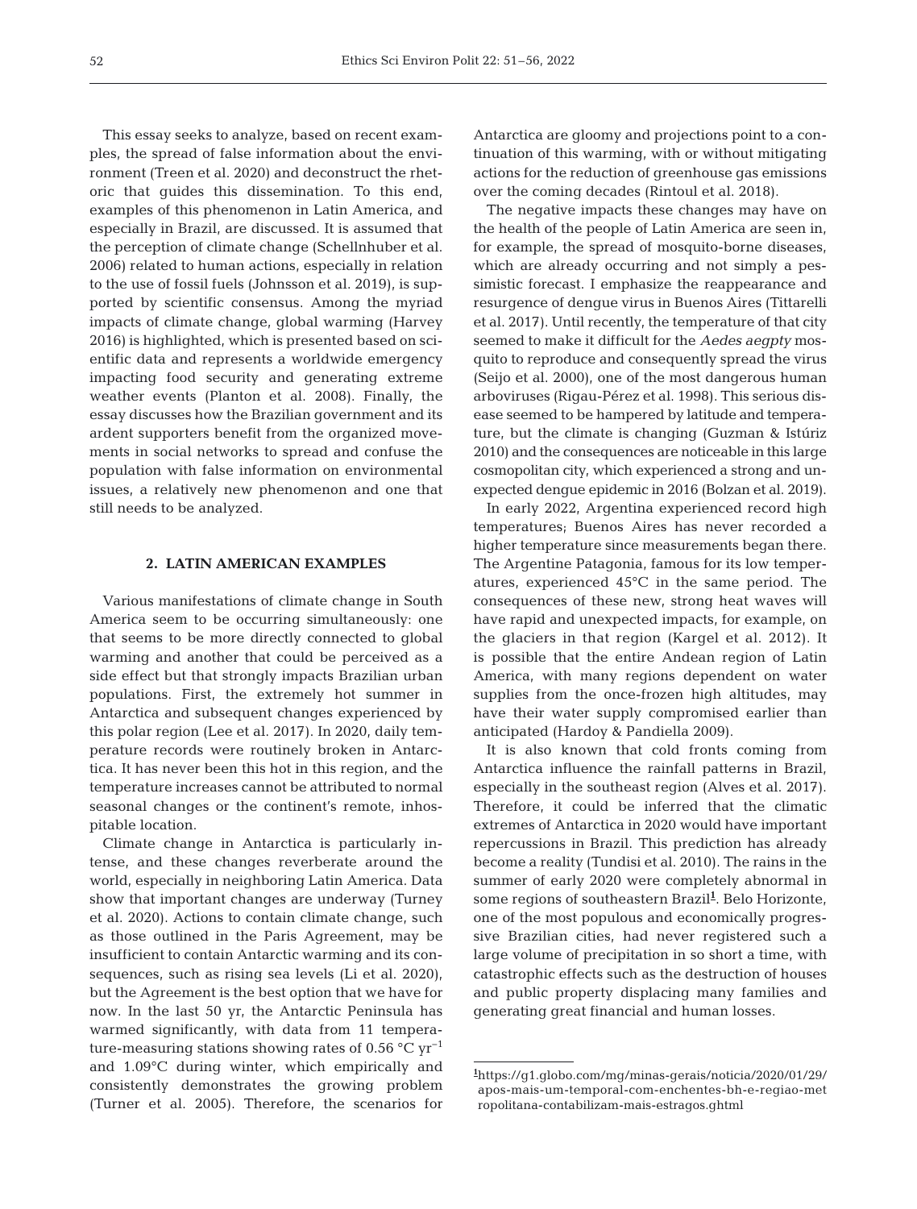This essay seeks to analyze, based on recent examples, the spread of false information about the environment (Treen et al. 2020) and deconstruct the rhetoric that guides this dissemination. To this end, examples of this phenomenon in Latin America, and especially in Brazil, are discussed. It is assumed that the perception of climate change (Schellnhuber et al. 2006) related to human actions, especially in relation to the use of fossil fuels (Johnsson et al. 2019), is supported by scientific consensus. Among the myriad impacts of climate change, global warming (Harvey 2016) is highlighted, which is presented based on scientific data and represents a worldwide emergency impacting food security and generating extreme weather events (Planton et al. 2008). Finally, the essay discusses how the Brazilian government and its ardent supporters benefit from the organized movements in social networks to spread and confuse the population with false information on environmental issues, a relatively new phenomenon and one that still needs to be analyzed.

## 2. LATIN AMERICAN EXAMPLES

Various manifestations of climate change in South America seem to be occurring simultaneously: one that seems to be more directly connected to global warming and another that could be perceived as a side effect but that strongly impacts Brazilian urban populations. First, the extremely hot summer in Antarctica and subsequent changes experienced by this polar region (Lee et al. 2017). In 2020, daily temperature records were routinely broken in Antarctica. It has never been this hot in this region, and the temperature increases cannot be attributed to normal seasonal changes or the continent's remote, inhospitable location.

Climate change in Antarctica is particularly intense, and these changes reverberate around the world, especially in neighboring Latin America. Data show that important changes are underway (Turney et al. 2020). Actions to contain climate change, such as those outlined in the Paris Agreement, may be insufficient to contain Antarctic warming and its consequences, such as rising sea levels (Li et al. 2020), but the Agreement is the best option that we have for now. In the last 50 yr, the Antarctic Peninsula has warmed significantly, with data from 11 temperature-measuring stations showing rates of 0.56 °C $yr^{-1}$ and 1.09°C during winter, which empirically and consistently demonstrates the growing problem (Turner et al. 2005). Therefore, the scenarios for Antarctica are gloomy and projections point to a continuation of this warming, with or without mitigating actions for the reduction of greenhouse gas emissions over the coming decades (Rintoul et al. 2018).

The negative impacts these changes may have on the health of the people of Latin America are seen in, for example, the spread of mosquito-borne diseases, which are already occurring and not simply a pessimistic forecast. I emphasize the reappearance and resurgence of dengue virus in Buenos Aires (Tittarelli et al. 2017). Until recently, the temperature of that city seemed to make it difficult for the *Aedes aegpty* mosquito to reproduce and consequently spread the virus (Seijo et al. 2000), one of the most dangerous human arboviruses (Rigau-Pérez et al. 1998). This serious disease seemed to be hampered by latitude and temperature, but the climate is changing (Guzman & Istúriz 2010) and the consequences are noticeable in this large cosmopolitan city, which experienced a strong and unexpected dengue epidemic in 2016 (Bolzan et al. 2019).

In early 2022, Argentina experienced record high temperatures; Buenos Aires has never recorded a higher temperature since measurements began there. The Argentine Patagonia, famous for its low temperatures, experienced 45°C in the same period. The consequences of these new, strong heat waves will have rapid and unexpected impacts, for example, on the glaciers in that region (Kargel et al. 2012). It is possible that the entire Andean region of Latin America, with many regions dependent on water supplies from the once-frozen high altitudes, may have their water supply compromised earlier than anticipated (Hardoy & Pandiella 2009).

It is also known that cold fronts coming from Antarctica influence the rainfall patterns in Brazil, especially in the southeast region (Alves et al. 2017). Therefore, it could be inferred that the climatic extremes of Antarctica in 2020 would have important repercussions in Brazil. This prediction has already become a reality (Tundisi et al. 2010). The rains in the summer of early 2020 were completely abnormal in some regions of southeastern Brazil[1]. Belo Horizonte, one of the most populous and economically progressive Brazilian cities, had never registered such a large volume of precipitation in so short a time, with catastrophic effects such as the destruction of houses and public property displacing many families and generating great financial and human losses.

---

[1] https://g1.globo.com/mg/minas-gerais/noticia/2020/01/29/apos-mais-um-temporal-com-enchentes-bh-e-regiao-metropolitana-contabilizam-mais-estragos.ghtml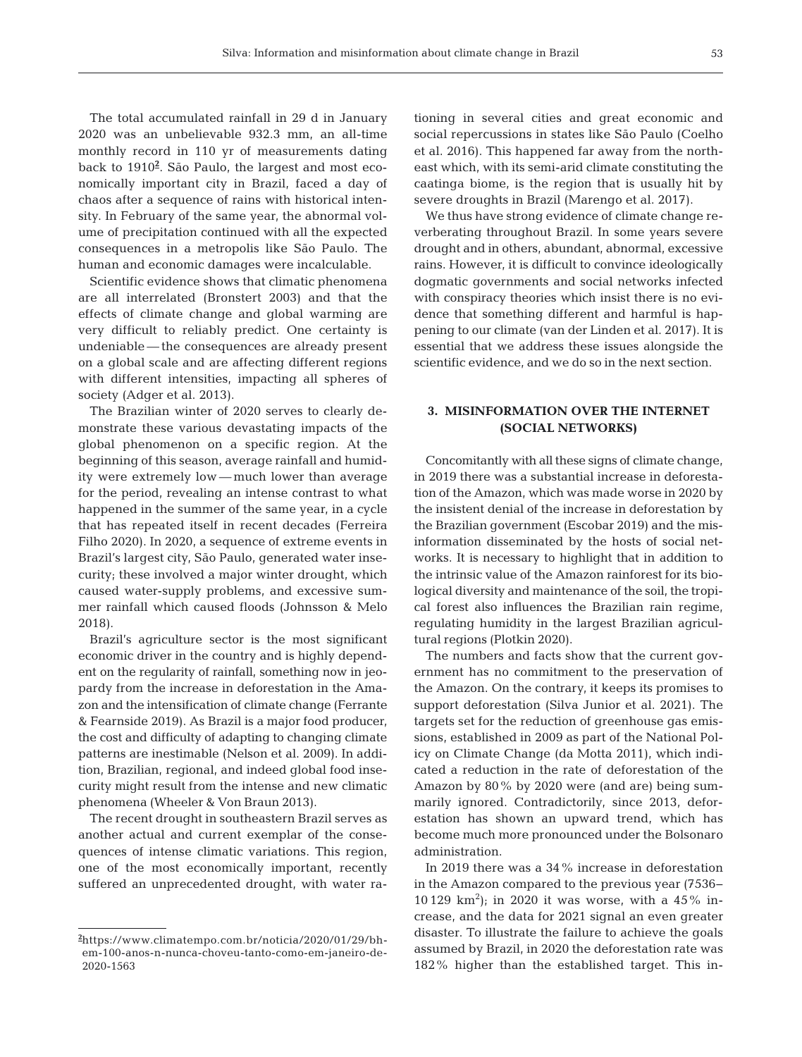The total accumulated rainfall in 29 d in January 2020 was an unbelievable 932.3 mm, an all-time monthly record in 110 yr of measurements dating back to 1910[2]. São Paulo, the largest and most economically important city in Brazil, faced a day of chaos after a sequence of rains with historical intensity. In February of the same year, the abnormal volume of precipitation continued with all the expected consequences in a metropolis like São Paulo. The human and economic damages were incalculable.

Scientific evidence shows that climatic phenomena are all interrelated (Bronstert 2003) and that the effects of climate change and global warming are very difficult to reliably predict. One certainty is undeniable — the consequences are already present on a global scale and are affecting different regions with different intensities, impacting all spheres of society (Adger et al. 2013).

The Brazilian winter of 2020 serves to clearly demonstrate these various devastating impacts of the global phenomenon on a specific region. At the beginning of this season, average rainfall and humidity were extremely low — much lower than average for the period, revealing an intense contrast to what happened in the summer of the same year, in a cycle that has repeated itself in recent decades (Ferreira Filho 2020). In 2020, a sequence of extreme events in Brazil's largest city, São Paulo, generated water insecurity; these involved a major winter drought, which caused water-supply problems, and excessive summer rainfall which caused floods (Johnsson & Melo 2018).

Brazil's agriculture sector is the most significant economic driver in the country and is highly dependent on the regularity of rainfall, something now in jeopardy from the increase in deforestation in the Amazon and the intensification of climate change (Ferrante & Fearnside 2019). As Brazil is a major food producer, the cost and difficulty of adapting to changing climate patterns are inestimable (Nelson et al. 2009). In addition, Brazilian, regional, and indeed global food insecurity might result from the intense and new climatic phenomena (Wheeler & Von Braun 2013).

The recent drought in southeastern Brazil serves as another actual and current exemplar of the consequences of intense climatic variations. This region, one of the most economically important, recently suffered an unprecedented drought, with water rationing in several cities and great economic and social repercussions in states like São Paulo (Coelho et al. 2016). This happened far away from the northeast which, with its semi-arid climate constituting the caatinga biome, is the region that is usually hit by severe droughts in Brazil (Marengo et al. 2017).

We thus have strong evidence of climate change reverberating throughout Brazil. In some years severe drought and in others, abundant, abnormal, excessive rains. However, it is difficult to convince ideologically dogmatic governments and social networks infected with conspiracy theories which insist there is no evidence that something different and harmful is happening to our climate (van der Linden et al. 2017). It is essential that we address these issues alongside the scientific evidence, and we do so in the next section.

## 3. MISINFORMATION OVER THE INTERNET (SOCIAL NETWORKS)

Concomitantly with all these signs of climate change, in 2019 there was a substantial increase in deforestation of the Amazon, which was made worse in 2020 by the insistent denial of the increase in deforestation by the Brazilian government (Escobar 2019) and the misinformation disseminated by the hosts of social networks. It is necessary to highlight that in addition to the intrinsic value of the Amazon rainforest for its biological diversity and maintenance of the soil, the tropical forest also influences the Brazilian rain regime, regulating humidity in the largest Brazilian agricultural regions (Plotkin 2020).

The numbers and facts show that the current government has no commitment to the preservation of the Amazon. On the contrary, it keeps its promises to support deforestation (Silva Junior et al. 2021). The targets set for the reduction of greenhouse gas emissions, established in 2009 as part of the National Policy on Climate Change (da Motta 2011), which indicated a reduction in the rate of deforestation of the Amazon by 80% by 2020 were (and are) being summarily ignored. Contradictorily, since 2013, deforestation has shown an upward trend, which has become much more pronounced under the Bolsonaro administration.

In 2019 there was a 34% increase in deforestation in the Amazon compared to the previous year (7536–10 129 $km^2$); in 2020 it was worse, with a 45% increase, and the data for 2021 signal an even greater disaster. To illustrate the failure to achieve the goals assumed by Brazil, in 2020 the deforestation rate was 182% higher than the established target. This in-

[2] https://www.climatempo.com.br/noticia/2020/01/29/bh-em-100-anos-n-nunca-choveu-tanto-como-em-janeiro-de-2020-1563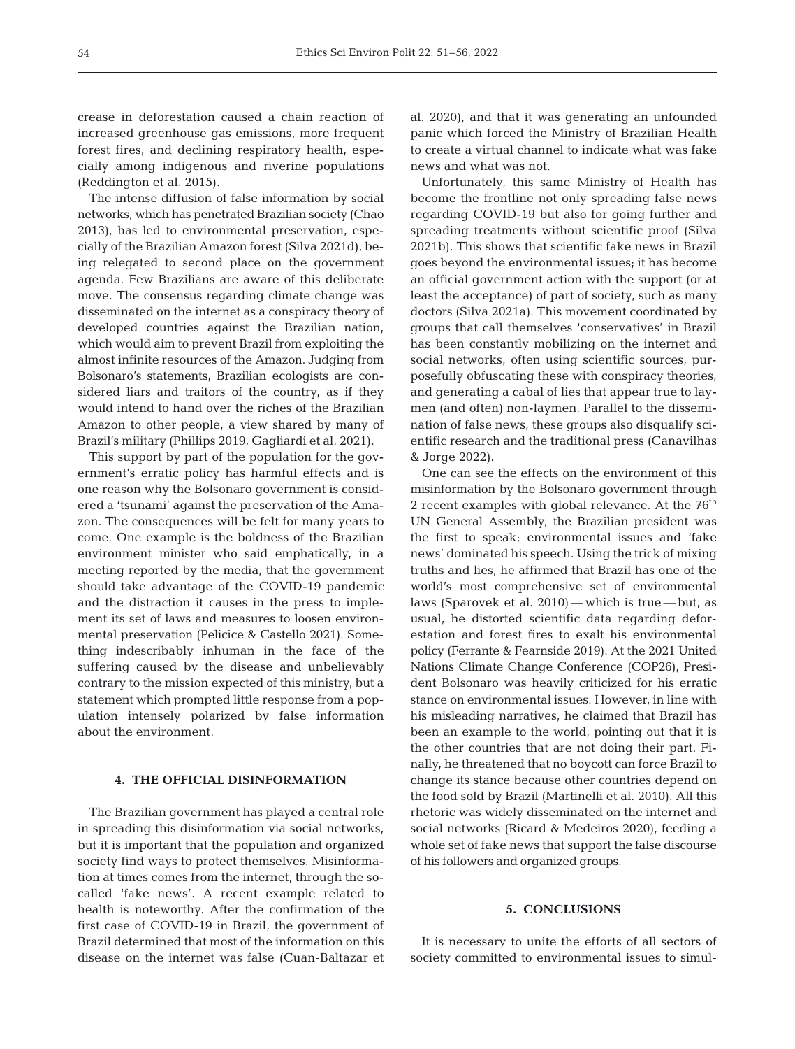crease in deforestation caused a chain reaction of increased greenhouse gas emissions, more frequent forest fires, and declining respiratory health, especially among indigenous and riverine populations (Reddington et al. 2015).

The intense diffusion of false information by social networks, which has penetrated Brazilian society (Chao 2013), has led to environmental preservation, especially of the Brazilian Amazon forest (Silva 2021d), being relegated to second place on the government agenda. Few Brazilians are aware of this deliberate move. The consensus regarding climate change was disseminated on the internet as a conspiracy theory of developed countries against the Brazilian nation, which would aim to prevent Brazil from exploiting the almost infinite resources of the Amazon. Judging from Bolsonaro's statements, Brazilian ecologists are considered liars and traitors of the country, as if they would intend to hand over the riches of the Brazilian Amazon to other people, a view shared by many of Brazil's military (Phillips 2019, Gagliardi et al. 2021).

This support by part of the population for the government's erratic policy has harmful effects and is one reason why the Bolsonaro government is considered a 'tsunami' against the preservation of the Amazon. The consequences will be felt for many years to come. One example is the boldness of the Brazilian environment minister who said emphatically, in a meeting reported by the media, that the government should take advantage of the COVID-19 pandemic and the distraction it causes in the press to implement its set of laws and measures to loosen environmental preservation (Pelicice & Castello 2021). Something indescribably inhuman in the face of the suffering caused by the disease and unbelievably contrary to the mission expected of this ministry, but a statement which prompted little response from a population intensely polarized by false information about the environment.

## 4. THE OFFICIAL DISINFORMATION

The Brazilian government has played a central role in spreading this disinformation via social networks, but it is important that the population and organized society find ways to protect themselves. Misinformation at times comes from the internet, through the so-called 'fake news'. A recent example related to health is noteworthy. After the confirmation of the first case of COVID-19 in Brazil, the government of Brazil determined that most of the information on this disease on the internet was false (Cuan-Baltazar et al. 2020), and that it was generating an unfounded panic which forced the Ministry of Brazilian Health to create a virtual channel to indicate what was fake news and what was not.

Unfortunately, this same Ministry of Health has become the frontline not only spreading false news regarding COVID-19 but also for going further and spreading treatments without scientific proof (Silva 2021b). This shows that scientific fake news in Brazil goes beyond the environmental issues; it has become an official government action with the support (or at least the acceptance) of part of society, such as many doctors (Silva 2021a). This movement coordinated by groups that call themselves 'conservatives' in Brazil has been constantly mobilizing on the internet and social networks, often using scientific sources, purposefully obfuscating these with conspiracy theories, and generating a cabal of lies that appear true to laymen (and often) non-laymen. Parallel to the dissemination of false news, these groups also disqualify scientific research and the traditional press (Canavilhas & Jorge 2022).

One can see the effects on the environment of this misinformation by the Bolsonaro government through 2 recent examples with global relevance. At the 76th UN General Assembly, the Brazilian president was the first to speak; environmental issues and 'fake news' dominated his speech. Using the trick of mixing truths and lies, he affirmed that Brazil has one of the world's most comprehensive set of environmental laws (Sparovek et al. 2010) — which is true — but, as usual, he distorted scientific data regarding deforestation and forest fires to exalt his environmental policy (Ferrante & Fearnside 2019). At the 2021 United Nations Climate Change Conference (COP26), President Bolsonaro was heavily criticized for his erratic stance on environmental issues. However, in line with his misleading narratives, he claimed that Brazil has been an example to the world, pointing out that it is the other countries that are not doing their part. Finally, he threatened that no boycott can force Brazil to change its stance because other countries depend on the food sold by Brazil (Martinelli et al. 2010). All this rhetoric was widely disseminated on the internet and social networks (Ricard & Medeiros 2020), feeding a whole set of fake news that support the false discourse of his followers and organized groups.

## 5. CONCLUSIONS

It is necessary to unite the efforts of all sectors of society committed to environmental issues to simul-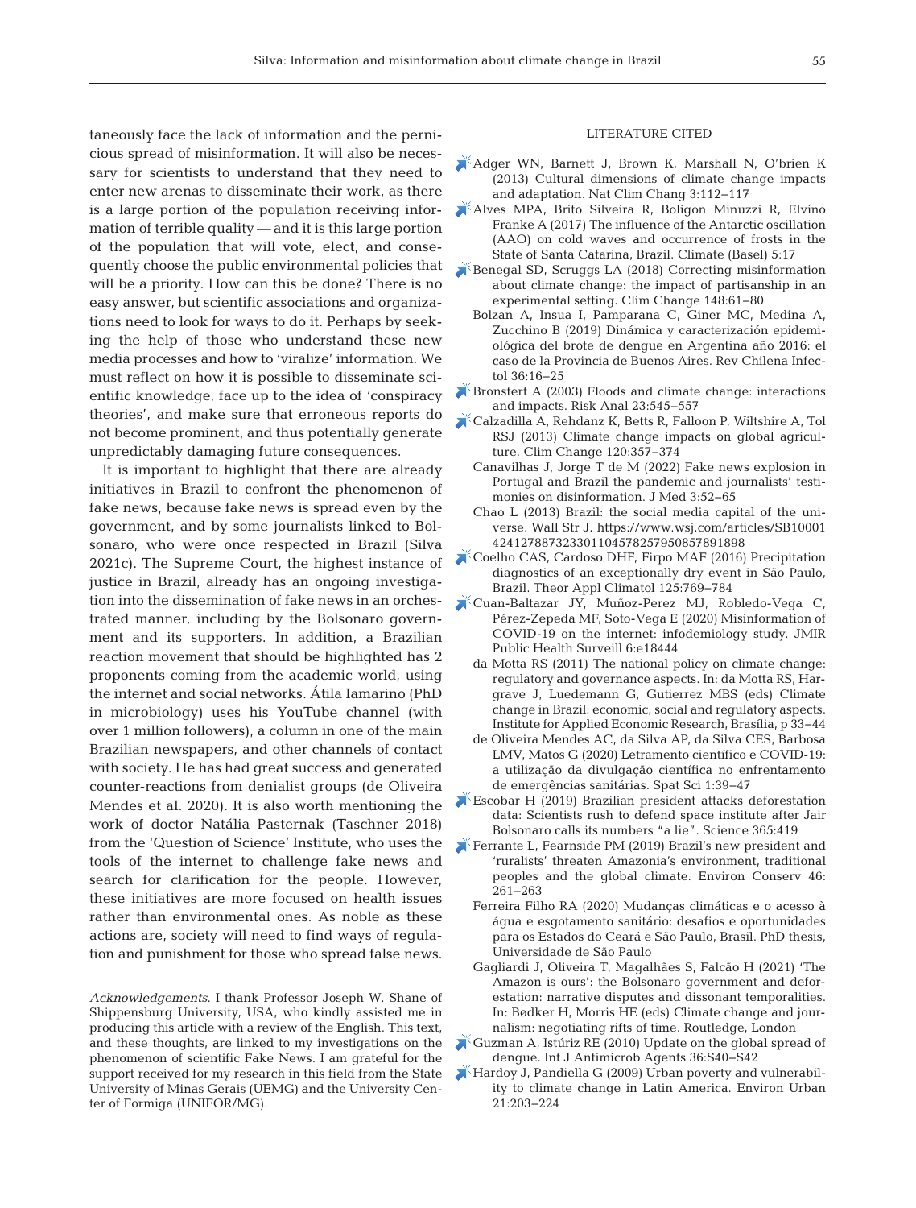taneously face the lack of information and the pernicious spread of misinformation. It will also be necessary for scientists to understand that they need to enter new arenas to disseminate their work, as there is a large portion of the population receiving information of terrible quality — and it is this large portion of the population that will vote, elect, and consequently choose the public environmental policies that will be a priority. How can this be done? There is no easy answer, but scientific associations and organizations need to look for ways to do it. Perhaps by seeking the help of those who understand these new media processes and how to 'viralize' information. We must reflect on how it is possible to disseminate scientific knowledge, face up to the idea of 'conspiracy theories', and make sure that erroneous reports do not become prominent, and thus potentially generate unpredictably damaging future consequences.

It is important to highlight that there are already initiatives in Brazil to confront the phenomenon of fake news, because fake news is spread even by the government, and by some journalists linked to Bolsonaro, who were once respected in Brazil (Silva 2021c). The Supreme Court, the highest instance of justice in Brazil, already has an ongoing investigation into the dissemination of fake news in an orchestrated manner, including by the Bolsonaro government and its supporters. In addition, a Brazilian reaction movement that should be highlighted has 2 proponents coming from the academic world, using the internet and social networks. Átila Iamarino (PhD in microbiology) uses his YouTube channel (with over 1 million followers), a column in one of the main Brazilian newspapers, and other channels of contact with society. He has had great success and generated counter-reactions from denialist groups (de Oliveira Mendes et al. 2020). It is also worth mentioning the work of doctor Natália Pasternak (Taschner 2018) from the 'Question of Science' Institute, who uses the tools of the internet to challenge fake news and search for clarification for the people. However, these initiatives are more focused on health issues rather than environmental ones. As noble as these actions are, society will need to find ways of regulation and punishment for those who spread false news.

*Acknowledgements*. I thank Professor Joseph W. Shane of Shippensburg University, USA, who kindly assisted me in producing this article with a review of the English. This text, and these thoughts, are linked to my investigations on the phenomenon of scientific Fake News. I am grateful for the support received for my research in this field from the State University of Minas Gerais (UEMG) and the University Center of Formiga (UNIFOR/MG).

## LITERATURE CITED

Adger WN, Barnett J, Brown K, Marshall N, O'brien K (2013) Cultural dimensions of climate change impacts and adaptation. Nat Clim Chang 3:112−117

Alves MPA, Brito Silveira R, Boligon Minuzzi R, Elvino Franke A (2017) The influence of the Antarctic oscillation (AAO) on cold waves and occurrence of frosts in the State of Santa Catarina, Brazil. Climate (Basel) 5:17

Benegal SD, Scruggs LA (2018) Correcting misinformation about climate change: the impact of partisanship in an experimental setting. Clim Change 148:61−80

Bolzan A, Insua I, Pamparana C, Giner MC, Medina A, Zucchino B (2019) Dinámica y caracterización epidemiológica del brote de dengue en Argentina año 2016: el caso de la Provincia de Buenos Aires. Rev Chilena Infectol 36:16−25

Bronstert A (2003) Floods and climate change: interactions and impacts. Risk Anal 23:545−557

Calzadilla A, Rehdanz K, Betts R, Falloon P, Wiltshire A, Tol RSJ (2013) Climate change impacts on global agriculture. Clim Change 120:357−374

Canavilhas J, Jorge T de M (2022) Fake news explosion in Portugal and Brazil the pandemic and journalists' testimonies on disinformation. J Med 3:52−65

Chao L (2013) Brazil: the social media capital of the universe. Wall Str J. https://www.wsj.com/articles/SB10001424127887323301104578257950857891898

Coelho CAS, Cardoso DHF, Firpo MAF (2016) Precipitation diagnostics of an exceptionally dry event in São Paulo, Brazil. Theor Appl Climatol 125:769−784

Cuan-Baltazar JY, Muñoz-Perez MJ, Robledo-Vega C, Pérez-Zepeda MF, Soto-Vega E (2020) Misinformation of COVID-19 on the internet: infodemiology study. JMIR Public Health Surveill 6:e18444

da Motta RS (2011) The national policy on climate change: regulatory and governance aspects. In: da Motta RS, Hargrave J, Luedemann G, Gutierrez MBS (eds) Climate change in Brazil: economic, social and regulatory aspects. Institute for Applied Economic Research, Brasília, p 33−44

de Oliveira Mendes AC, da Silva AP, da Silva CES, Barbosa LMV, Matos G (2020) Letramento científico e COVID-19: a utilização da divulgação científica no enfrentamento de emergências sanitárias. Spat Sci 1:39−47

Escobar H (2019) Brazilian president attacks deforestation data: Scientists rush to defend space institute after Jair Bolsonaro calls its numbers "a lie". Science 365:419

Ferrante L, Fearnside PM (2019) Brazil's new president and 'ruralists' threaten Amazonia's environment, traditional peoples and the global climate. Environ Conserv 46: 261−263

Ferreira Filho RA (2020) Mudanças climáticas e o acesso à água e esgotamento sanitário: desafios e oportunidades para os Estados do Ceará e São Paulo, Brasil. PhD thesis, Universidade de São Paulo

Gagliardi J, Oliveira T, Magalhães S, Falcão H (2021) 'The Amazon is ours': the Bolsonaro government and deforestation: narrative disputes and dissonant temporalities. In: Bødker H, Morris HE (eds) Climate change and journalism: negotiating rifts of time. Routledge, London

Guzman A, Istúriz RE (2010) Update on the global spread of dengue. Int J Antimicrob Agents 36:S40−S42

Hardoy J, Pandiella G (2009) Urban poverty and vulnerability to climate change in Latin America. Environ Urban 21:203−224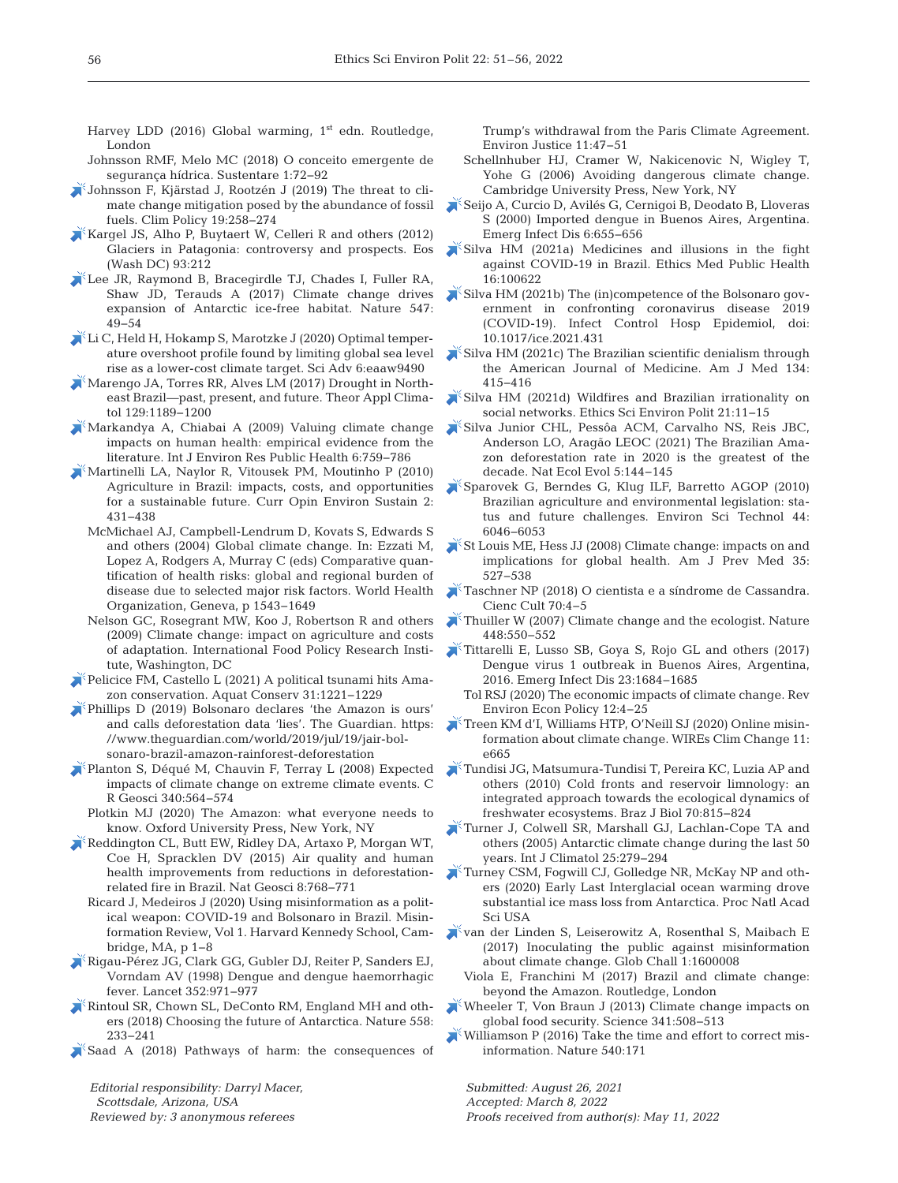Harvey LDD (2016) Global warming, 1st edn. Routledge, London

Johnsson RMF, Melo MC (2018) O conceito emergente de segurança hídrica. Sustentare 1:72–92

Johnsson F, Kjärstad J, Rootzén J (2019) The threat to climate change mitigation posed by the abundance of fossil fuels. Clim Policy 19:258–274

Kargel JS, Alho P, Buytaert W, Celleri R and others (2012) Glaciers in Patagonia: controversy and prospects. Eos (Wash DC) 93:212

Lee JR, Raymond B, Bracegirdle TJ, Chades I, Fuller RA, Shaw JD, Terauds A (2017) Climate change drives expansion of Antarctic ice-free habitat. Nature 547: 49–54

Li C, Held H, Hokamp S, Marotzke J (2020) Optimal temperature overshoot profile found by limiting global sea level rise as a lower-cost climate target. Sci Adv 6:eaaw9490

Marengo JA, Torres RR, Alves LM (2017) Drought in Northeast Brazil—past, present, and future. Theor Appl Climatol 129:1189–1200

Markandya A, Chiabai A (2009) Valuing climate change impacts on human health: empirical evidence from the literature. Int J Environ Res Public Health 6:759–786

Martinelli LA, Naylor R, Vitousek PM, Moutinho P (2010) Agriculture in Brazil: impacts, costs, and opportunities for a sustainable future. Curr Opin Environ Sustain 2: 431–438

McMichael AJ, Campbell-Lendrum D, Kovats S, Edwards S and others (2004) Global climate change. In: Ezzati M, Lopez A, Rodgers A, Murray C (eds) Comparative quantification of health risks: global and regional burden of disease due to selected major risk factors. World Health Organization, Geneva, p 1543–1649

Nelson GC, Rosegrant MW, Koo J, Robertson R and others (2009) Climate change: impact on agriculture and costs of adaptation. International Food Policy Research Institute, Washington, DC

Pelicice FM, Castello L (2021) A political tsunami hits Amazon conservation. Aquat Conserv 31:1221–1229

Phillips D (2019) Bolsonaro declares 'the Amazon is ours' and calls deforestation data 'lies'. The Guardian. https://www.theguardian.com/world/2019/jul/19/jair-bolsonaro-brazil-amazon-rainforest-deforestation

Planton S, Déqué M, Chauvin F, Terray L (2008) Expected impacts of climate change on extreme climate events. C R Geosci 340:564–574

Plotkin MJ (2020) The Amazon: what everyone needs to know. Oxford University Press, New York, NY

Reddington CL, Butt EW, Ridley DA, Artaxo P, Morgan WT, Coe H, Spracklen DV (2015) Air quality and human health improvements from reductions in deforestation-related fire in Brazil. Nat Geosci 8:768–771

Ricard J, Medeiros J (2020) Using misinformation as a political weapon: COVID-19 and Bolsonaro in Brazil. Misinformation Review, Vol 1. Harvard Kennedy School, Cambridge, MA, p 1–8

Rigau-Pérez JG, Clark GG, Gubler DJ, Reiter P, Sanders EJ, Vorndam AV (1998) Dengue and dengue haemorrhagic fever. Lancet 352:971–977

Rintoul SR, Chown SL, DeConto RM, England MH and others (2018) Choosing the future of Antarctica. Nature 558: 233–241

Saad A (2018) Pathways of harm: the consequences of Trump's withdrawal from the Paris Climate Agreement. Environ Justice 11:47–51

Schellnhuber HJ, Cramer W, Nakicenovic N, Wigley T, Yohe G (2006) Avoiding dangerous climate change. Cambridge University Press, New York, NY

Seijo A, Curcio D, Avilés G, Cernigoi B, Deodato B, Lloveras S (2000) Imported dengue in Buenos Aires, Argentina. Emerg Infect Dis 6:655–656

Silva HM (2021a) Medicines and illusions in the fight against COVID-19 in Brazil. Ethics Med Public Health 16:100622

Silva HM (2021b) The (in)competence of the Bolsonaro government in confronting coronavirus disease 2019 (COVID-19). Infect Control Hosp Epidemiol, doi: 10.1017/ice.2021.431

Silva HM (2021c) The Brazilian scientific denialism through the American Journal of Medicine. Am J Med 134: 415–416

Silva HM (2021d) Wildfires and Brazilian irrationality on social networks. Ethics Sci Environ Polit 21:11–15

Silva Junior CHL, Pessôa ACM, Carvalho NS, Reis JBC, Anderson LO, Aragão LEOC (2021) The Brazilian Amazon deforestation rate in 2020 is the greatest of the decade. Nat Ecol Evol 5:144–145

Sparovek G, Berndes G, Klug ILF, Barretto AGOP (2010) Brazilian agriculture and environmental legislation: status and future challenges. Environ Sci Technol 44: 6046–6053

St Louis ME, Hess JJ (2008) Climate change: impacts on and implications for global health. Am J Prev Med 35: 527–538

Taschner NP (2018) O cientista e a síndrome de Cassandra. Cienc Cult 70:4–5

Thuiller W (2007) Climate change and the ecologist. Nature 448:550–552

Tittarelli E, Lusso SB, Goya S, Rojo GL and others (2017) Dengue virus 1 outbreak in Buenos Aires, Argentina, 2016. Emerg Infect Dis 23:1684–1685

Tol RSJ (2020) The economic impacts of climate change. Rev Environ Econ Policy 12:4–25

Treen KM d'I, Williams HTP, O'Neill SJ (2020) Online misinformation about climate change. WIREs Clim Change 11: e665

Tundisi JG, Matsumura-Tundisi T, Pereira KC, Luzia AP and others (2010) Cold fronts and reservoir limnology: an integrated approach towards the ecological dynamics of freshwater ecosystems. Braz J Biol 70:815–824

Turner J, Colwell SR, Marshall GJ, Lachlan-Cope TA and others (2005) Antarctic climate change during the last 50 years. Int J Climatol 25:279–294

Turney CSM, Fogwill CJ, Golledge NR, McKay NP and others (2020) Early Last Interglacial ocean warming drove substantial ice mass loss from Antarctica. Proc Natl Acad Sci USA

van der Linden S, Leiserowitz A, Rosenthal S, Maibach E (2017) Inoculating the public against misinformation about climate change. Glob Chall 1:1600008

Viola E, Franchini M (2017) Brazil and climate change: beyond the Amazon. Routledge, London

Wheeler T, Von Braun J (2013) Climate change impacts on global food security. Science 341:508–513

Williamson P (2016) Take the time and effort to correct misinformation. Nature 540:171

*Editorial responsibility: Darryl Macer, Scottsdale, Arizona, USA*
*Reviewed by: 3 anonymous referees*

*Submitted: August 26, 2021*
*Accepted: March 8, 2022*
*Proofs received from author(s): May 11, 2022*